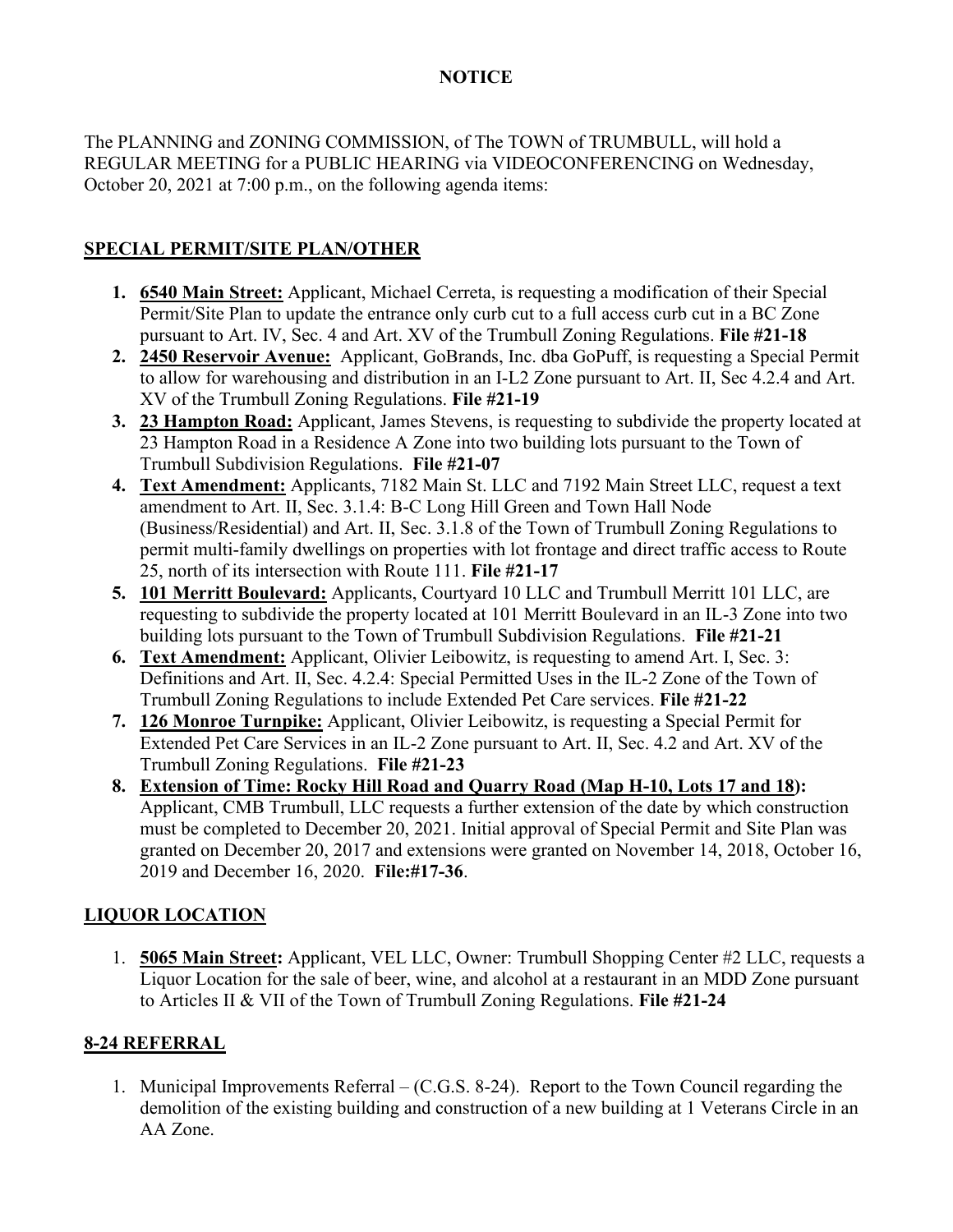**NOTICE**

The PLANNING and ZONING COMMISSION, of The TOWN of TRUMBULL, will hold a REGULAR MEETING for a PUBLIC HEARING via VIDEOCONFERENCING on Wednesday, October 20, 2021 at 7:00 p.m., on the following agenda items:

## SPECIAL PERMIT/SITE PLAN/OTHER

1. **6540 Main Street:** Applicant, Michael Cerreta, is requesting a modification of their Special Permit/Site Plan to update the entrance only curb cut to a full access curb cut in a BC Zone pursuant to Art. IV, Sec. 4 and Art. XV of the Trumbull Zoning Regulations. **File #21-18**
2. **2450 Reservoir Avenue:** Applicant, GoBrands, Inc. dba GoPuff, is requesting a Special Permit to allow for warehousing and distribution in an I-L2 Zone pursuant to Art. II, Sec 4.2.4 and Art. XV of the Trumbull Zoning Regulations. **File #21-19**
3. **23 Hampton Road:** Applicant, James Stevens, is requesting to subdivide the property located at 23 Hampton Road in a Residence A Zone into two building lots pursuant to the Town of Trumbull Subdivision Regulations. **File #21-07**
4. **Text Amendment:** Applicants, 7182 Main St. LLC and 7192 Main Street LLC, request a text amendment to Art. II, Sec. 3.1.4: B-C Long Hill Green and Town Hall Node (Business/Residential) and Art. II, Sec. 3.1.8 of the Town of Trumbull Zoning Regulations to permit multi-family dwellings on properties with lot frontage and direct traffic access to Route 25, north of its intersection with Route 111. **File #21-17**
5. **101 Merritt Boulevard:** Applicants, Courtyard 10 LLC and Trumbull Merritt 101 LLC, are requesting to subdivide the property located at 101 Merritt Boulevard in an IL-3 Zone into two building lots pursuant to the Town of Trumbull Subdivision Regulations. **File #21-21**
6. **Text Amendment:** Applicant, Olivier Leibowitz, is requesting to amend Art. I, Sec. 3: Definitions and Art. II, Sec. 4.2.4: Special Permitted Uses in the IL-2 Zone of the Town of Trumbull Zoning Regulations to include Extended Pet Care services. **File #21-22**
7. **126 Monroe Turnpike:** Applicant, Olivier Leibowitz, is requesting a Special Permit for Extended Pet Care Services in an IL-2 Zone pursuant to Art. II, Sec. 4.2 and Art. XV of the Trumbull Zoning Regulations. **File #21-23**
8. **Extension of Time: Rocky Hill Road and Quarry Road (Map H-10, Lots 17 and 18):** Applicant, CMB Trumbull, LLC requests a further extension of the date by which construction must be completed to December 20, 2021. Initial approval of Special Permit and Site Plan was granted on December 20, 2017 and extensions were granted on November 14, 2018, October 16, 2019 and December 16, 2020. **File:#17-36**.

## LIQUOR LOCATION

1. **5065 Main Street:** Applicant, VEL LLC, Owner: Trumbull Shopping Center #2 LLC, requests a Liquor Location for the sale of beer, wine, and alcohol at a restaurant in an MDD Zone pursuant to Articles II & VII of the Town of Trumbull Zoning Regulations. **File #21-24**

## 8-24 REFERRAL

1. Municipal Improvements Referral – (C.G.S. 8-24). Report to the Town Council regarding the demolition of the existing building and construction of a new building at 1 Veterans Circle in an AA Zone.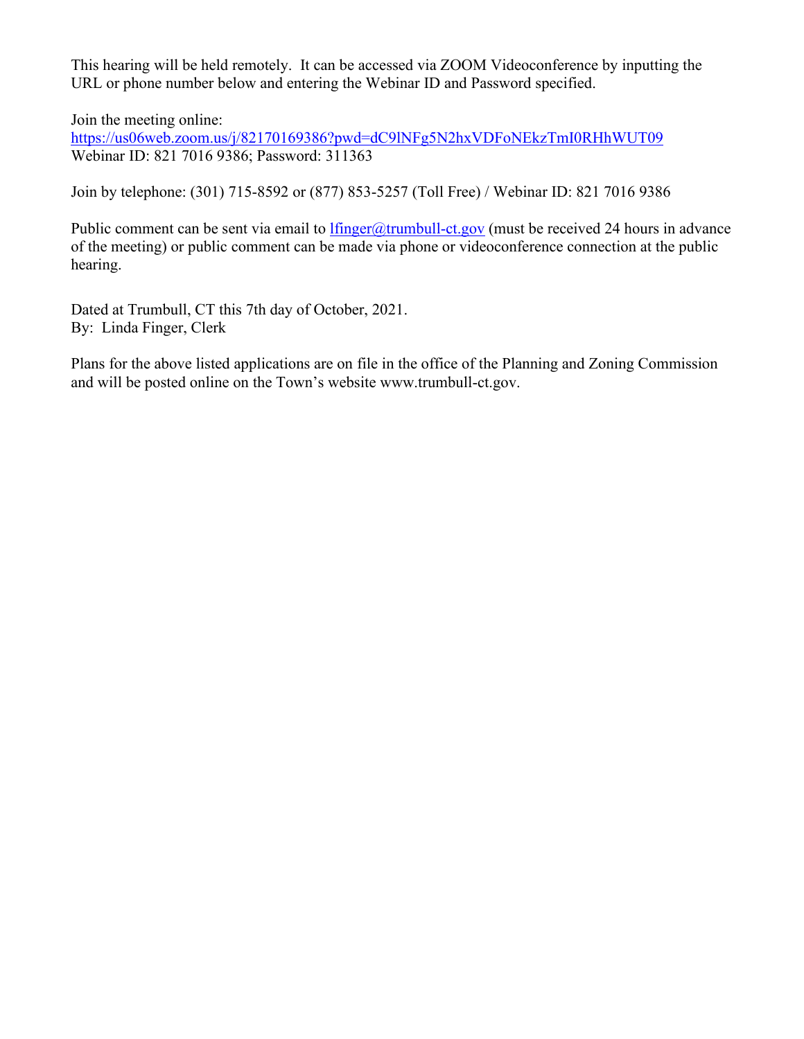This hearing will be held remotely. It can be accessed via ZOOM Videoconference by inputting the URL or phone number below and entering the Webinar ID and Password specified.

Join the meeting online:
https://us06web.zoom.us/j/82170169386?pwd=dC9lNFg5N2hxVDFoNEkzTmI0RHhWUT09
Webinar ID: 821 7016 9386; Password: 311363

Join by telephone: (301) 715-8592 or (877) 853-5257 (Toll Free) / Webinar ID: 821 7016 9386

Public comment can be sent via email to lfinger@trumbull-ct.gov (must be received 24 hours in advance of the meeting) or public comment can be made via phone or videoconference connection at the public hearing.

Dated at Trumbull, CT this 7th day of October, 2021.
By: Linda Finger, Clerk

Plans for the above listed applications are on file in the office of the Planning and Zoning Commission and will be posted online on the Town's website www.trumbull-ct.gov.